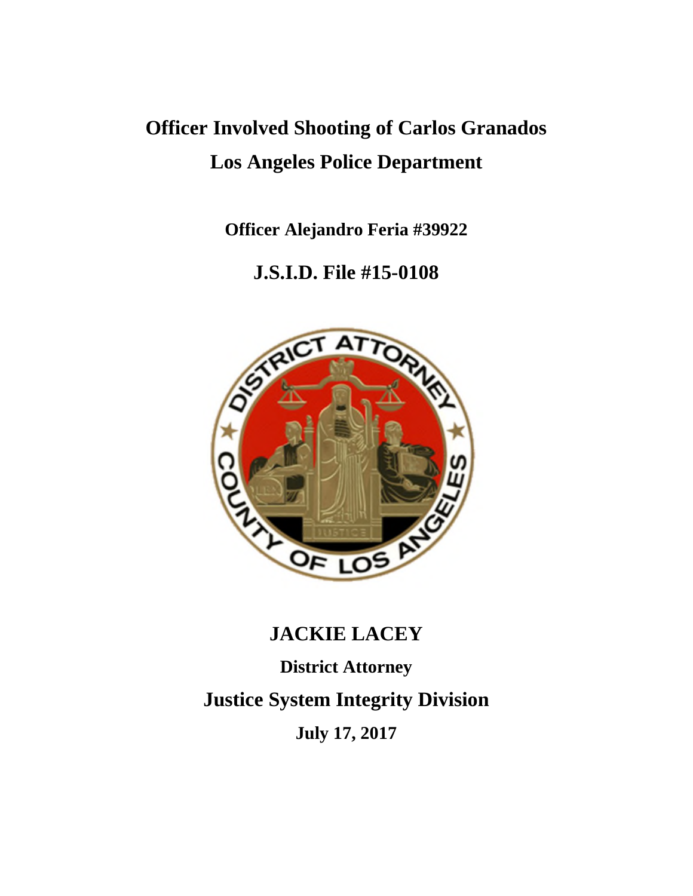# Officer Involved Shooting of Carlos Granados

# Los Angeles Police Department

**Officer Alejandro Feria #39922**

## J.S.I.D. File #15-0108

## JACKIE LACEY

**District Attorney**

## Justice System Integrity Division

**July 17, 2017**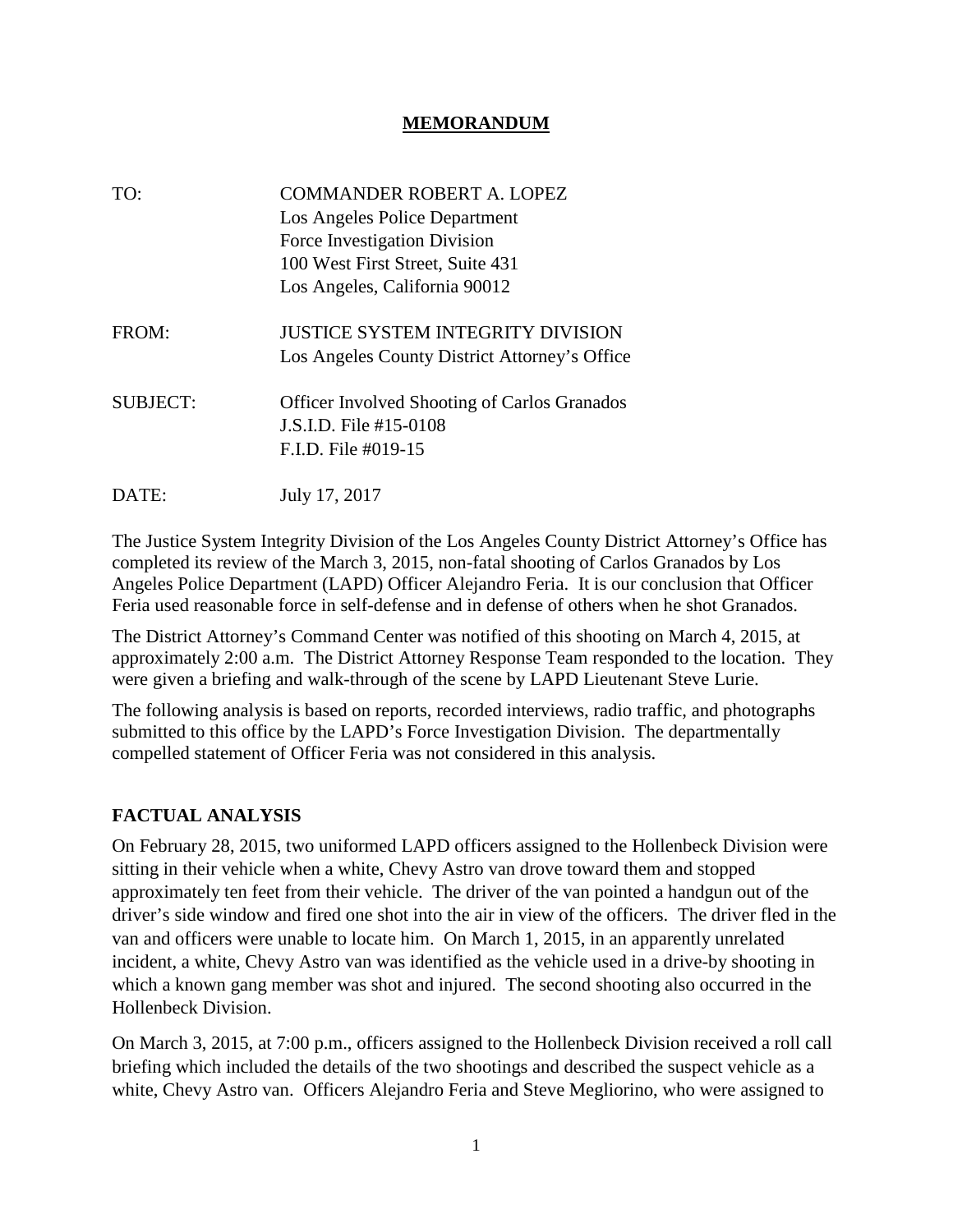## MEMORANDUM

TO: COMMANDER ROBERT A. LOPEZ
Los Angeles Police Department
Force Investigation Division
100 West First Street, Suite 431
Los Angeles, California 90012

FROM: JUSTICE SYSTEM INTEGRITY DIVISION
Los Angeles County District Attorney's Office

SUBJECT: Officer Involved Shooting of Carlos Granados
J.S.I.D. File #15-0108
F.I.D. File #019-15

DATE: July 17, 2017

The Justice System Integrity Division of the Los Angeles County District Attorney's Office has completed its review of the March 3, 2015, non-fatal shooting of Carlos Granados by Los Angeles Police Department (LAPD) Officer Alejandro Feria. It is our conclusion that Officer Feria used reasonable force in self-defense and in defense of others when he shot Granados.

The District Attorney's Command Center was notified of this shooting on March 4, 2015, at approximately 2:00 a.m. The District Attorney Response Team responded to the location. They were given a briefing and walk-through of the scene by LAPD Lieutenant Steve Lurie.

The following analysis is based on reports, recorded interviews, radio traffic, and photographs submitted to this office by the LAPD's Force Investigation Division. The departmentally compelled statement of Officer Feria was not considered in this analysis.

## FACTUAL ANALYSIS

On February 28, 2015, two uniformed LAPD officers assigned to the Hollenbeck Division were sitting in their vehicle when a white, Chevy Astro van drove toward them and stopped approximately ten feet from their vehicle. The driver of the van pointed a handgun out of the driver's side window and fired one shot into the air in view of the officers. The driver fled in the van and officers were unable to locate him. On March 1, 2015, in an apparently unrelated incident, a white, Chevy Astro van was identified as the vehicle used in a drive-by shooting in which a known gang member was shot and injured. The second shooting also occurred in the Hollenbeck Division.

On March 3, 2015, at 7:00 p.m., officers assigned to the Hollenbeck Division received a roll call briefing which included the details of the two shootings and described the suspect vehicle as a white, Chevy Astro van. Officers Alejandro Feria and Steve Megliorino, who were assigned to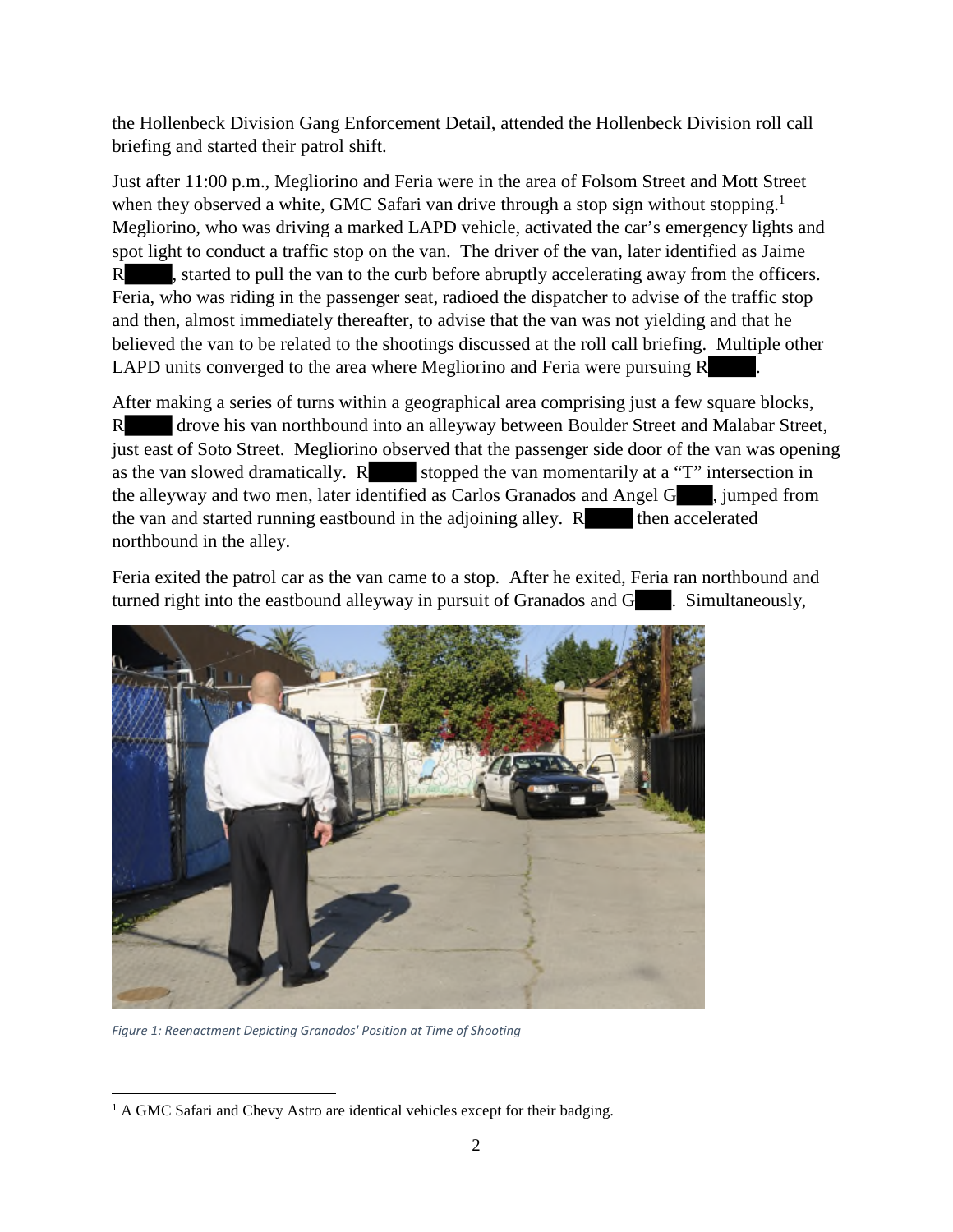the Hollenbeck Division Gang Enforcement Detail, attended the Hollenbeck Division roll call briefing and started their patrol shift.

Just after 11:00 p.m., Megliorino and Feria were in the area of Folsom Street and Mott Street when they observed a white, GMC Safari van drive through a stop sign without stopping.[1] Megliorino, who was driving a marked LAPD vehicle, activated the car's emergency lights and spot light to conduct a traffic stop on the van. The driver of the van, later identified as Jaime R█████, started to pull the van to the curb before abruptly accelerating away from the officers. Feria, who was riding in the passenger seat, radioed the dispatcher to advise of the traffic stop and then, almost immediately thereafter, to advise that the van was not yielding and that he believed the van to be related to the shootings discussed at the roll call briefing. Multiple other LAPD units converged to the area where Megliorino and Feria were pursuing R█████.

After making a series of turns within a geographical area comprising just a few square blocks, R█████ drove his van northbound into an alleyway between Boulder Street and Malabar Street, just east of Soto Street. Megliorino observed that the passenger side door of the van was opening as the van slowed dramatically. R█████ stopped the van momentarily at a "T" intersection in the alleyway and two men, later identified as Carlos Granados and Angel G████, jumped from the van and started running eastbound in the adjoining alley. R█████ then accelerated northbound in the alley.

Feria exited the patrol car as the van came to a stop. After he exited, Feria ran northbound and turned right into the eastbound alleyway in pursuit of Granados and G████. Simultaneously,

*Figure 1: Reenactment Depicting Granados' Position at Time of Shooting*

[1] A GMC Safari and Chevy Astro are identical vehicles except for their badging.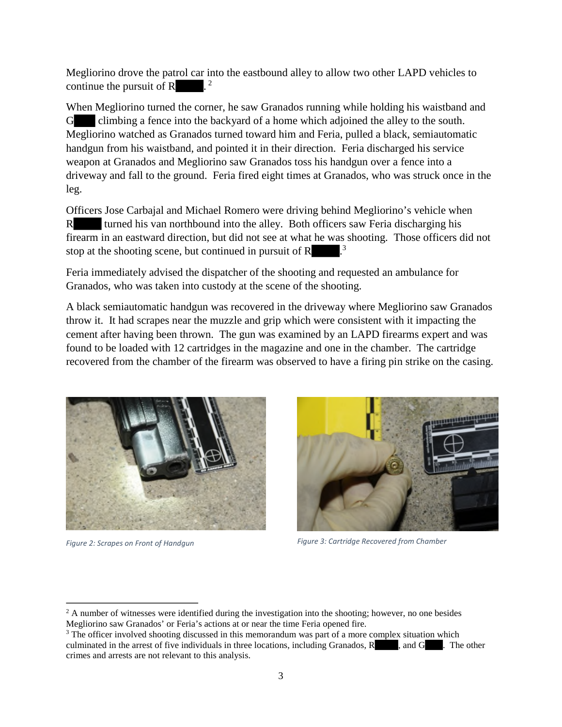Megliorino drove the patrol car into the eastbound alley to allow two other LAPD vehicles to continue the pursuit of R█████.[2]

When Megliorino turned the corner, he saw Granados running while holding his waistband and G████ climbing a fence into the backyard of a home which adjoined the alley to the south. Megliorino watched as Granados turned toward him and Feria, pulled a black, semiautomatic handgun from his waistband, and pointed it in their direction. Feria discharged his service weapon at Granados and Megliorino saw Granados toss his handgun over a fence into a driveway and fall to the ground. Feria fired eight times at Granados, who was struck once in the leg.

Officers Jose Carbajal and Michael Romero were driving behind Megliorino's vehicle when R█████ turned his van northbound into the alley. Both officers saw Feria discharging his firearm in an eastward direction, but did not see at what he was shooting. Those officers did not stop at the shooting scene, but continued in pursuit of R█████.[3]

Feria immediately advised the dispatcher of the shooting and requested an ambulance for Granados, who was taken into custody at the scene of the shooting.

A black semiautomatic handgun was recovered in the driveway where Megliorino saw Granados throw it. It had scrapes near the muzzle and grip which were consistent with it impacting the cement after having been thrown. The gun was examined by an LAPD firearms expert and was found to be loaded with 12 cartridges in the magazine and one in the chamber. The cartridge recovered from the chamber of the firearm was observed to have a firing pin strike on the casing.

*Figure 2: Scrapes on Front of Handgun*

*Figure 3: Cartridge Recovered from Chamber*

---

[2] A number of witnesses were identified during the investigation into the shooting; however, no one besides Megliorino saw Granados' or Feria's actions at or near the time Feria opened fire.

[3] The officer involved shooting discussed in this memorandum was part of a more complex situation which culminated in the arrest of five individuals in three locations, including Granados, R█████, and G████. The other crimes and arrests are not relevant to this analysis.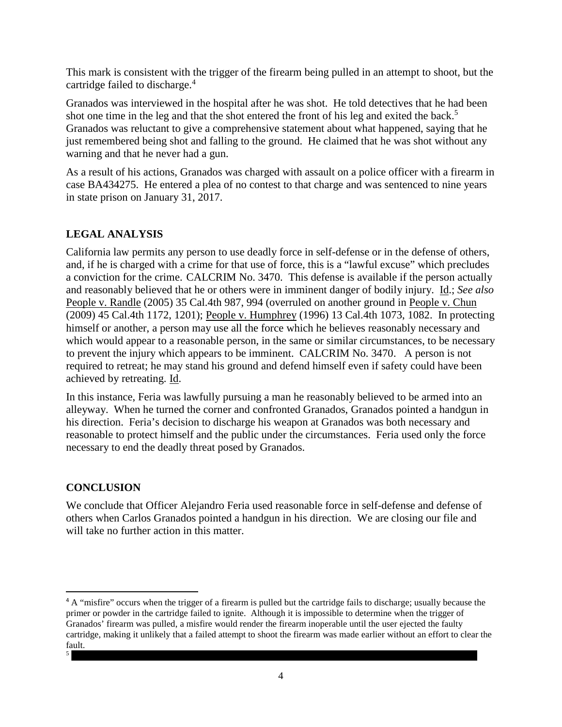This mark is consistent with the trigger of the firearm being pulled in an attempt to shoot, but the cartridge failed to discharge.[4]

Granados was interviewed in the hospital after he was shot. He told detectives that he had been shot one time in the leg and that the shot entered the front of his leg and exited the back.[5] Granados was reluctant to give a comprehensive statement about what happened, saying that he just remembered being shot and falling to the ground. He claimed that he was shot without any warning and that he never had a gun.

As a result of his actions, Granados was charged with assault on a police officer with a firearm in case BA434275. He entered a plea of no contest to that charge and was sentenced to nine years in state prison on January 31, 2017.

## LEGAL ANALYSIS

California law permits any person to use deadly force in self-defense or in the defense of others, and, if he is charged with a crime for that use of force, this is a "lawful excuse" which precludes a conviction for the crime. CALCRIM No. 3470. This defense is available if the person actually and reasonably believed that he or others were in imminent danger of bodily injury. Id.; *See also* People v. Randle (2005) 35 Cal.4th 987, 994 (overruled on another ground in People v. Chun (2009) 45 Cal.4th 1172, 1201); People v. Humphrey (1996) 13 Cal.4th 1073, 1082. In protecting himself or another, a person may use all the force which he believes reasonably necessary and which would appear to a reasonable person, in the same or similar circumstances, to be necessary to prevent the injury which appears to be imminent. CALCRIM No. 3470. A person is not required to retreat; he may stand his ground and defend himself even if safety could have been achieved by retreating. Id.

In this instance, Feria was lawfully pursuing a man he reasonably believed to be armed into an alleyway. When he turned the corner and confronted Granados, Granados pointed a handgun in his direction. Feria's decision to discharge his weapon at Granados was both necessary and reasonable to protect himself and the public under the circumstances. Feria used only the force necessary to end the deadly threat posed by Granados.

## CONCLUSION

We conclude that Officer Alejandro Feria used reasonable force in self-defense and defense of others when Carlos Granados pointed a handgun in his direction. We are closing our file and will take no further action in this matter.

---

[4] A "misfire" occurs when the trigger of a firearm is pulled but the cartridge fails to discharge; usually because the primer or powder in the cartridge failed to ignite. Although it is impossible to determine when the trigger of Granados' firearm was pulled, a misfire would render the firearm inoperable until the user ejected the faulty cartridge, making it unlikely that a failed attempt to shoot the firearm was made earlier without an effort to clear the fault.

[5] [REDACTED]